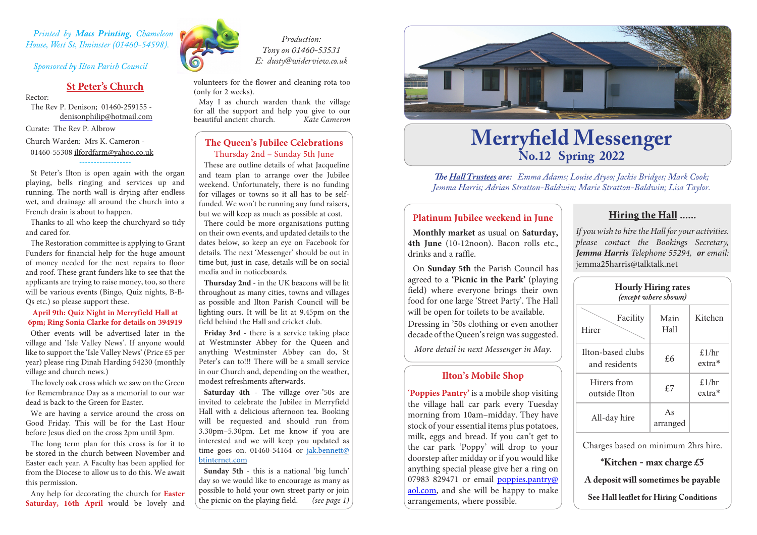*Printed by **Macs Printing**, Chameleon House, West St, Ilminster (01460-54598).*

*Sponsored by Ilton Parish Council*

*Production: Tony on 01460-53531 E: dusty@widerview.co.uk*

## St Peter's Church

Rector: The Rev P. Denison; 01460-259155 - denisonphilip@hotmail.com

Curate: The Rev P. Albrow

Church Warden: Mrs K. Cameron - 01460-55308 ilfordfarm@yahoo.co.uk

St Peter's Ilton is open again with the organ playing, bells ringing and services up and running. The north wall is drying after endless wet, and drainage all around the church into a French drain is about to happen.

Thanks to all who keep the churchyard so tidy and cared for.

The Restoration committee is applying to Grant Funders for financial help for the huge amount of money needed for the next repairs to floor and roof. These grant funders like to see that the applicants are trying to raise money, too, so there will be various events (Bingo, Quiz nights, B-B-Qs etc.) so please support these.

**April 9th: Quiz Night in Merryfield Hall at 6pm; Ring Sonia Clarke for details on 394919**

Other events will be advertised later in the village and 'Isle Valley News'. If anyone would like to support the 'Isle Valley News' (Price £5 per year) please ring Dinah Harding 54230 (monthly village and church news.)

The lovely oak cross which we saw on the Green for Remembrance Day as a memorial to our war dead is back to the Green for Easter.

We are having a service around the cross on Good Friday. This will be for the Last Hour before Jesus died on the cross 2pm until 3pm.

The long term plan for this cross is for it to be stored in the church between November and Easter each year. A Faculty has been applied for from the Diocese to allow us to do this. We await this permission.

Any help for decorating the church for **Easter Saturday, 16th April** would be lovely and volunteers for the flower and cleaning rota too (only for 2 weeks).

May I as church warden thank the village for all the support and help you give to our beautiful ancient church. *Kate Cameron*

## The Queen's Jubilee Celebrations

Thursday 2nd – Sunday 5th June

These are outline details of what Jacqueline and team plan to arrange over the Jubilee weekend. Unfortunately, there is no funding for villages or towns so it all has to be self-funded. We won't be running any fund raisers, but we will keep as much as possible at cost.

There could be more organisations putting on their own events, and updated details to the dates below, so keep an eye on Facebook for details. The next 'Messenger' should be out in time but, just in case, details will be on social media and in noticeboards.

**Thursday 2nd** - in the UK beacons will be lit throughout as many cities, towns and villages as possible and Ilton Parish Council will be lighting ours. It will be lit at 9.45pm on the field behind the Hall and cricket club.

**Friday 3rd** - there is a service taking place at Westminster Abbey for the Queen and anything Westminster Abbey can do, St Peter's can to!!! There will be a small service in our Church and, depending on the weather, modest refreshments afterwards.

**Saturday 4th** - The village over-'50s are invited to celebrate the Jubilee in Merryfield Hall with a delicious afternoon tea. Booking will be requested and should run from 3.30pm–5.30pm. Let me know if you are interested and we will keep you updated as time goes on. 01460-54164 or jak.bennett@btinternet.com

**Sunday 5th** - this is a national 'big lunch' day so we would like to encourage as many as possible to hold your own street party or join the picnic on the playing field. *(see page 1)*

# Merryfield Messenger
## No.12 Spring 2022

***The Hall Trustees are:*** *Emma Adams; Louise Atyeo; Jackie Bridges; Mark Cook; Jemma Harris; Adrian Stratton-Baldwin; Marie Stratton-Baldwin; Lisa Taylor.*

## Platinum Jubilee weekend in June

**Monthly market** as usual on **Saturday, 4th June** (10-12noon). Bacon rolls etc., drinks and a raffle.

On **Sunday 5th** the Parish Council has agreed to a **'Picnic in the Park'** (playing field) where everyone brings their own food for one large 'Street Party'. The Hall will be open for toilets to be available. Dressing in '50s clothing or even another decade of the Queen's reign was suggested.

*More detail in next Messenger in May.*

## Ilton's Mobile Shop

**'Poppies Pantry'** is a mobile shop visiting the village hall car park every Tuesday morning from 10am–midday. They have stock of your essential items plus potatoes, milk, eggs and bread. If you can't get to the car park 'Poppy' will drop to your doorstep after midday or if you would like anything special please give her a ring on 07983 829471 or email poppies.pantry@aol.com, and she will be happy to make arrangements, where possible.

## Hiring the Hall ......

*If you wish to hire the Hall for your activities. please contact the Bookings Secretary, **Jemma Harris** Telephone 55294, **or** email:* jemma25harris@talktalk.net

**Hourly Hiring rates**
***(except where shown)***

| Hirer \ Facility | Main Hall | Kitchen |
|---|---|---|
| Ilton-based clubs and residents | £6 | £1/hr extra* |
| Hirers from outside Ilton | £7 | £1/hr extra* |
| All-day hire | As arranged | |

Charges based on minimum 2hrs hire.

**\*Kitchen - max charge £5**

**A deposit will sometimes be payable**

**See Hall leaflet for Hiring Conditions**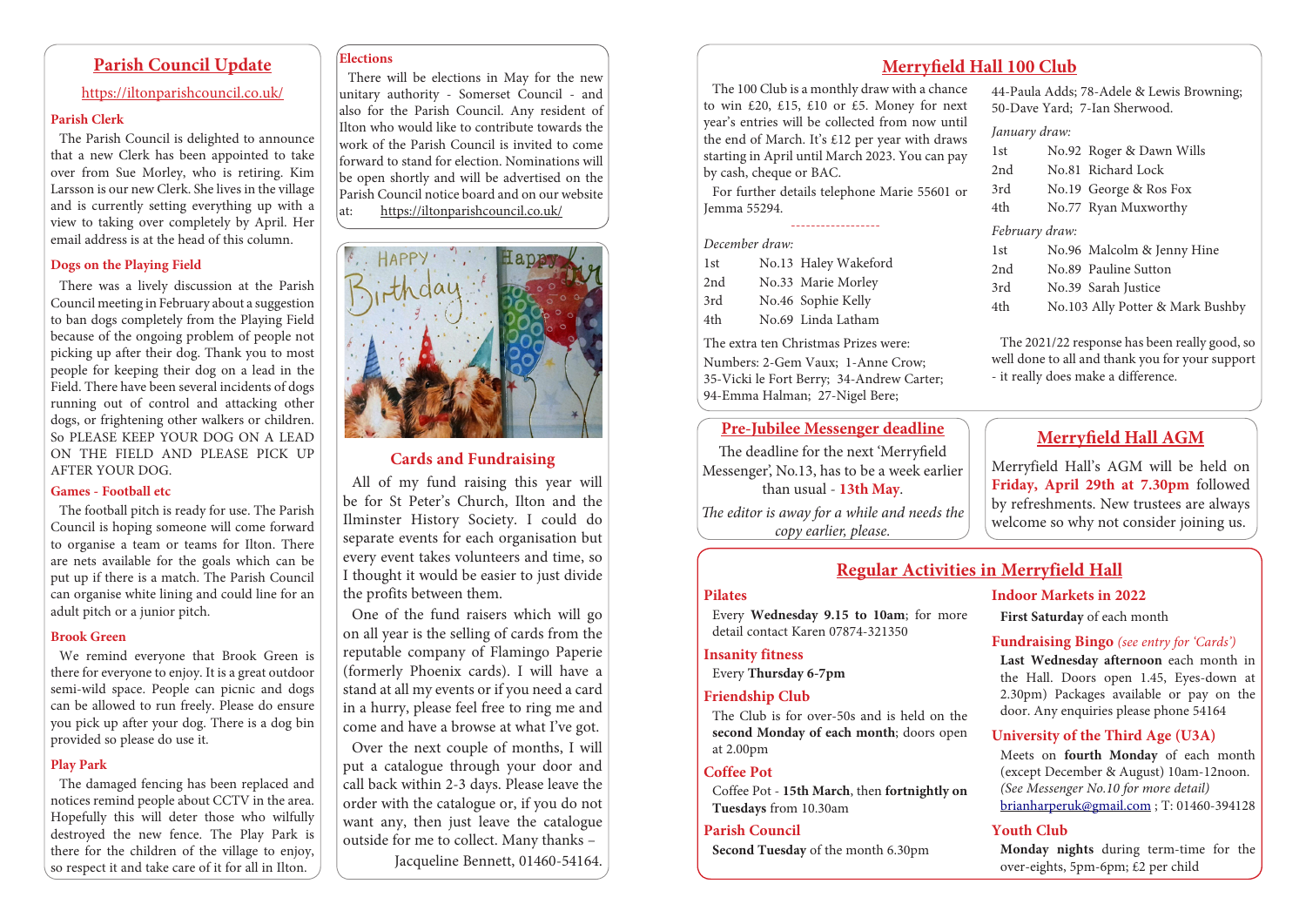## Parish Council Update

https://iltonparishcouncil.co.uk/

### Parish Clerk

The Parish Council is delighted to announce that a new Clerk has been appointed to take over from Sue Morley, who is retiring. Kim Larsson is our new Clerk. She lives in the village and is currently setting everything up with a view to taking over completely by April. Her email address is at the head of this column.

### Dogs on the Playing Field

There was a lively discussion at the Parish Council meeting in February about a suggestion to ban dogs completely from the Playing Field because of the ongoing problem of people not picking up after their dog. Thank you to most people for keeping their dog on a lead in the Field. There have been several incidents of dogs running out of control and attacking other dogs, or frightening other walkers or children. So PLEASE KEEP YOUR DOG ON A LEAD ON THE FIELD AND PLEASE PICK UP AFTER YOUR DOG.

### Games - Football etc

The football pitch is ready for use. The Parish Council is hoping someone will come forward to organise a team or teams for Ilton. There are nets available for the goals which can be put up if there is a match. The Parish Council can organise white lining and could line for an adult pitch or a junior pitch.

### Brook Green

We remind everyone that Brook Green is there for everyone to enjoy. It is a great outdoor semi-wild space. People can picnic and dogs can be allowed to run freely. Please do ensure you pick up after your dog. There is a dog bin provided so please do use it.

### Play Park

The damaged fencing has been replaced and notices remind people about CCTV in the area. Hopefully this will deter those who wilfully destroyed the new fence. The Play Park is there for the children of the village to enjoy, so respect it and take care of it for all in Ilton.

### Elections

There will be elections in May for the new unitary authority - Somerset Council - and also for the Parish Council. Any resident of Ilton who would like to contribute towards the work of the Parish Council is invited to come forward to stand for election. Nominations will be open shortly and will be advertised on the Parish Council notice board and on our website at: https://iltonparishcouncil.co.uk/

## Cards and Fundraising

All of my fund raising this year will be for St Peter's Church, Ilton and the Ilminster History Society. I could do separate events for each organisation but every event takes volunteers and time, so I thought it would be easier to just divide the profits between them.

One of the fund raisers which will go on all year is the selling of cards from the reputable company of Flamingo Paperie (formerly Phoenix cards). I will have a stand at all my events or if you need a card in a hurry, please feel free to ring me and come and have a browse at what I've got.

Over the next couple of months, I will put a catalogue through your door and call back within 2-3 days. Please leave the order with the catalogue or, if you do not want any, then just leave the catalogue outside for me to collect. Many thanks –

Jacqueline Bennett, 01460-54164.

## Merryfield Hall 100 Club

The 100 Club is a monthly draw with a chance to win £20, £15, £10 or £5. Money for next year's entries will be collected from now until the end of March. It's £12 per year with draws starting in April until March 2023. You can pay by cash, cheque or BAC.

For further details telephone Marie 55601 or Jemma 55294.

------------------

*December draw:*

| | |
|---|---|
| 1st | No.13 Haley Wakeford |
| 2nd | No.33 Marie Morley |
| 3rd | No.46 Sophie Kelly |
| 4th | No.69 Linda Latham |

The extra ten Christmas Prizes were:
Numbers: 2-Gem Vaux; 1-Anne Crow; 35-Vicki le Fort Berry; 34-Andrew Carter; 94-Emma Halman; 27-Nigel Bere; 44-Paula Adds; 78-Adele & Lewis Browning; 50-Dave Yard; 7-Ian Sherwood.

*January draw:*

| | |
|---|---|
| 1st | No.92 Roger & Dawn Wills |
| 2nd | No.81 Richard Lock |
| 3rd | No.19 George & Ros Fox |
| 4th | No.77 Ryan Muxworthy |

*February draw:*

| | |
|---|---|
| 1st | No.96 Malcolm & Jenny Hine |
| 2nd | No.89 Pauline Sutton |
| 3rd | No.39 Sarah Justice |
| 4th | No.103 Ally Potter & Mark Bushby |

The 2021/22 response has been really good, so well done to all and thank you for your support - it really does make a difference.

## Pre-Jubilee Messenger deadline

The deadline for the next 'Merryfield Messenger', No.13, has to be a week earlier than usual - **13th May**.

*The editor is away for a while and needs the copy earlier, please.*

## Merryfield Hall AGM

Merryfield Hall's AGM will be held on **Friday, April 29th at 7.30pm** followed by refreshments. New trustees are always welcome so why not consider joining us.

## Regular Activities in Merryfield Hall

### Pilates

Every **Wednesday 9.15 to 10am**; for more detail contact Karen 07874-321350

### Insanity fitness

Every **Thursday 6-7pm**

### Friendship Club

The Club is for over-50s and is held on the **second Monday of each month**; doors open at 2.00pm

### Coffee Pot

Coffee Pot - **15th March**, then **fortnightly on Tuesdays** from 10.30am

### Parish Council

**Second Tuesday** of the month 6.30pm

### Indoor Markets in 2022

**First Saturday** of each month

### Fundraising Bingo *(see entry for 'Cards')*

**Last Wednesday afternoon** each month in the Hall. Doors open 1.45, Eyes-down at 2.30pm) Packages available or pay on the door. Any enquiries please phone 54164

### University of the Third Age (U3A)

Meets on **fourth Monday** of each month (except December & August) 10am-12noon. *(See Messenger No.10 for more detail)* brianharperuk@gmail.com ; T: 01460-394128

### Youth Club

**Monday nights** during term-time for the over-eights, 5pm-6pm; £2 per child